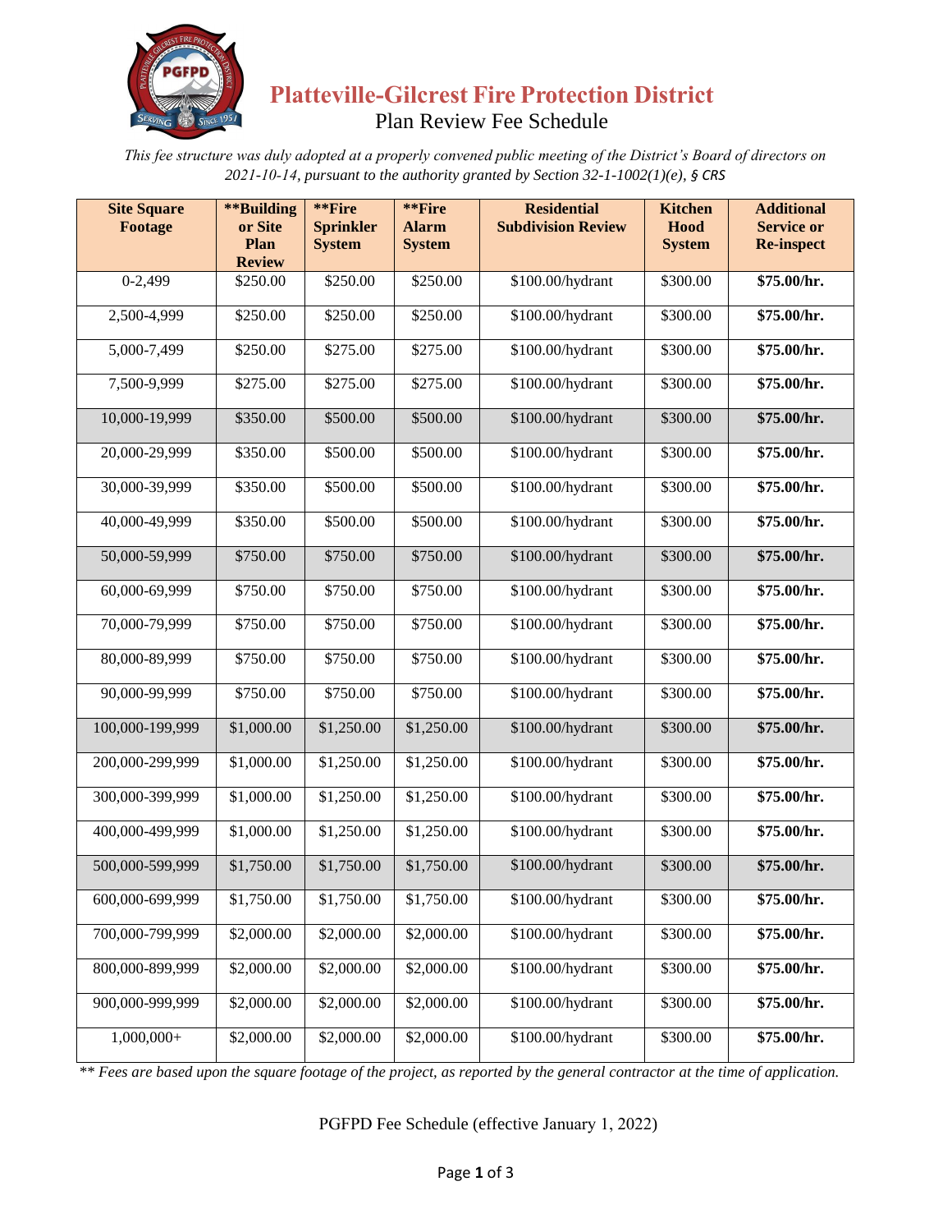# Platteville-Gilcrest Fire Protection District

## Plan Review Fee Schedule

*This fee structure was duly adopted at a properly convened public meeting of the District's Board of directors on 2021-10-14, pursuant to the authority granted by Section 32-1-1002(1)(e), § CRS*

| Site Square Footage | **Building or Site Plan Review | **Fire Sprinkler System | **Fire Alarm System | Residential Subdivision Review | Kitchen Hood System | Additional Service or Re-inspect |
|---|---|---|---|---|---|---|
| 0-2,499 | $250.00 | $250.00 | $250.00 | $100.00/hydrant | $300.00 | **$75.00/hr.** |
| 2,500-4,999 | $250.00 | $250.00 | $250.00 | $100.00/hydrant | $300.00 | **$75.00/hr.** |
| 5,000-7,499 | $250.00 | $275.00 | $275.00 | $100.00/hydrant | $300.00 | **$75.00/hr.** |
| 7,500-9,999 | $275.00 | $275.00 | $275.00 | $100.00/hydrant | $300.00 | **$75.00/hr.** |
| 10,000-19,999 | $350.00 | $500.00 | $500.00 | $100.00/hydrant | $300.00 | **$75.00/hr.** |
| 20,000-29,999 | $350.00 | $500.00 | $500.00 | $100.00/hydrant | $300.00 | **$75.00/hr.** |
| 30,000-39,999 | $350.00 | $500.00 | $500.00 | $100.00/hydrant | $300.00 | **$75.00/hr.** |
| 40,000-49,999 | $350.00 | $500.00 | $500.00 | $100.00/hydrant | $300.00 | **$75.00/hr.** |
| 50,000-59,999 | $750.00 | $750.00 | $750.00 | $100.00/hydrant | $300.00 | **$75.00/hr.** |
| 60,000-69,999 | $750.00 | $750.00 | $750.00 | $100.00/hydrant | $300.00 | **$75.00/hr.** |
| 70,000-79,999 | $750.00 | $750.00 | $750.00 | $100.00/hydrant | $300.00 | **$75.00/hr.** |
| 80,000-89,999 | $750.00 | $750.00 | $750.00 | $100.00/hydrant | $300.00 | **$75.00/hr.** |
| 90,000-99,999 | $750.00 | $750.00 | $750.00 | $100.00/hydrant | $300.00 | **$75.00/hr.** |
| 100,000-199,999 | $1,000.00 | $1,250.00 | $1,250.00 | $100.00/hydrant | $300.00 | **$75.00/hr.** |
| 200,000-299,999 | $1,000.00 | $1,250.00 | $1,250.00 | $100.00/hydrant | $300.00 | **$75.00/hr.** |
| 300,000-399,999 | $1,000.00 | $1,250.00 | $1,250.00 | $100.00/hydrant | $300.00 | **$75.00/hr.** |
| 400,000-499,999 | $1,000.00 | $1,250.00 | $1,250.00 | $100.00/hydrant | $300.00 | **$75.00/hr.** |
| 500,000-599,999 | $1,750.00 | $1,750.00 | $1,750.00 | $100.00/hydrant | $300.00 | **$75.00/hr.** |
| 600,000-699,999 | $1,750.00 | $1,750.00 | $1,750.00 | $100.00/hydrant | $300.00 | **$75.00/hr.** |
| 700,000-799,999 | $2,000.00 | $2,000.00 | $2,000.00 | $100.00/hydrant | $300.00 | **$75.00/hr.** |
| 800,000-899,999 | $2,000.00 | $2,000.00 | $2,000.00 | $100.00/hydrant | $300.00 | **$75.00/hr.** |
| 900,000-999,999 | $2,000.00 | $2,000.00 | $2,000.00 | $100.00/hydrant | $300.00 | **$75.00/hr.** |
| 1,000,000+ | $2,000.00 | $2,000.00 | $2,000.00 | $100.00/hydrant | $300.00 | **$75.00/hr.** |

*** Fees are based upon the square footage of the project, as reported by the general contractor at the time of application.*

PGFPD Fee Schedule (effective January 1, 2022)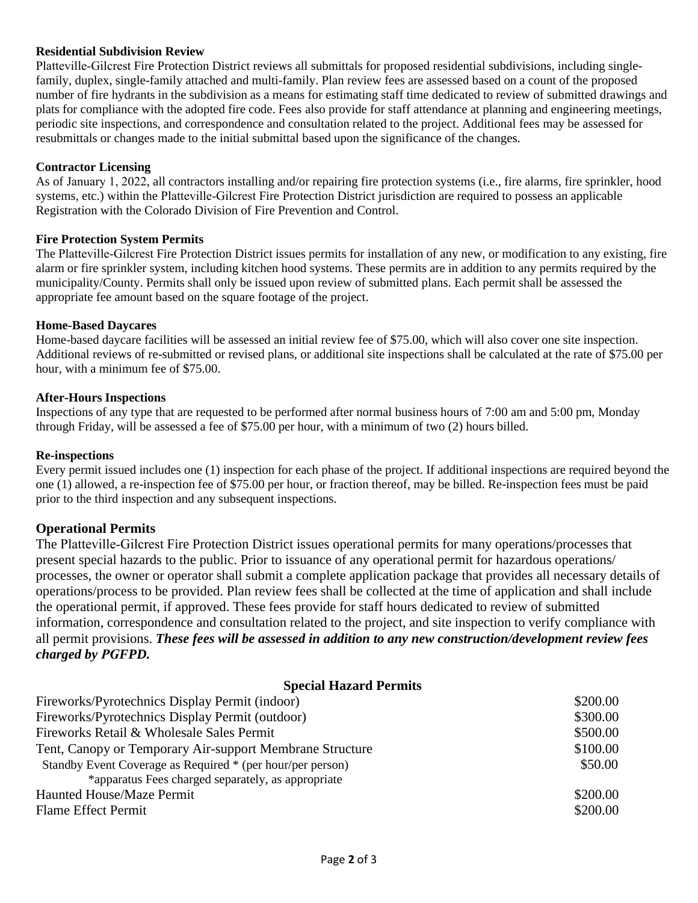**Residential Subdivision Review**

Platteville-Gilcrest Fire Protection District reviews all submittals for proposed residential subdivisions, including single-family, duplex, single-family attached and multi-family. Plan review fees are assessed based on a count of the proposed number of fire hydrants in the subdivision as a means for estimating staff time dedicated to review of submitted drawings and plats for compliance with the adopted fire code. Fees also provide for staff attendance at planning and engineering meetings, periodic site inspections, and correspondence and consultation related to the project. Additional fees may be assessed for resubmittals or changes made to the initial submittal based upon the significance of the changes.

**Contractor Licensing**

As of January 1, 2022, all contractors installing and/or repairing fire protection systems (i.e., fire alarms, fire sprinkler, hood systems, etc.) within the Platteville-Gilcrest Fire Protection District jurisdiction are required to possess an applicable Registration with the Colorado Division of Fire Prevention and Control.

**Fire Protection System Permits**

The Platteville-Gilcrest Fire Protection District issues permits for installation of any new, or modification to any existing, fire alarm or fire sprinkler system, including kitchen hood systems. These permits are in addition to any permits required by the municipality/County. Permits shall only be issued upon review of submitted plans. Each permit shall be assessed the appropriate fee amount based on the square footage of the project.

**Home-Based Daycares**

Home-based daycare facilities will be assessed an initial review fee of $75.00, which will also cover one site inspection. Additional reviews of re-submitted or revised plans, or additional site inspections shall be calculated at the rate of $75.00 per hour, with a minimum fee of $75.00.

**After-Hours Inspections**

Inspections of any type that are requested to be performed after normal business hours of 7:00 am and 5:00 pm, Monday through Friday, will be assessed a fee of $75.00 per hour, with a minimum of two (2) hours billed.

**Re-inspections**

Every permit issued includes one (1) inspection for each phase of the project. If additional inspections are required beyond the one (1) allowed, a re-inspection fee of $75.00 per hour, or fraction thereof, may be billed. Re-inspection fees must be paid prior to the third inspection and any subsequent inspections.

## Operational Permits

The Platteville-Gilcrest Fire Protection District issues operational permits for many operations/processes that present special hazards to the public. Prior to issuance of any operational permit for hazardous operations/ processes, the owner or operator shall submit a complete application package that provides all necessary details of operations/process to be provided. Plan review fees shall be collected at the time of application and shall include the operational permit, if approved. These fees provide for staff hours dedicated to review of submitted information, correspondence and consultation related to the project, and site inspection to verify compliance with all permit provisions. ***These fees will be assessed in addition to any new construction/development review fees charged by PGFPD.***

| Special Hazard Permits | |
|---|---|
| Fireworks/Pyrotechnics Display Permit (indoor) | $200.00 |
| Fireworks/Pyrotechnics Display Permit (outdoor) | $300.00 |
| Fireworks Retail & Wholesale Sales Permit | $500.00 |
| Tent, Canopy or Temporary Air-support Membrane Structure | $100.00 |
| Standby Event Coverage as Required * (per hour/per person)<br>*apparatus Fees charged separately, as appropriate | $50.00 |
| Haunted House/Maze Permit | $200.00 |
| Flame Effect Permit | $200.00 |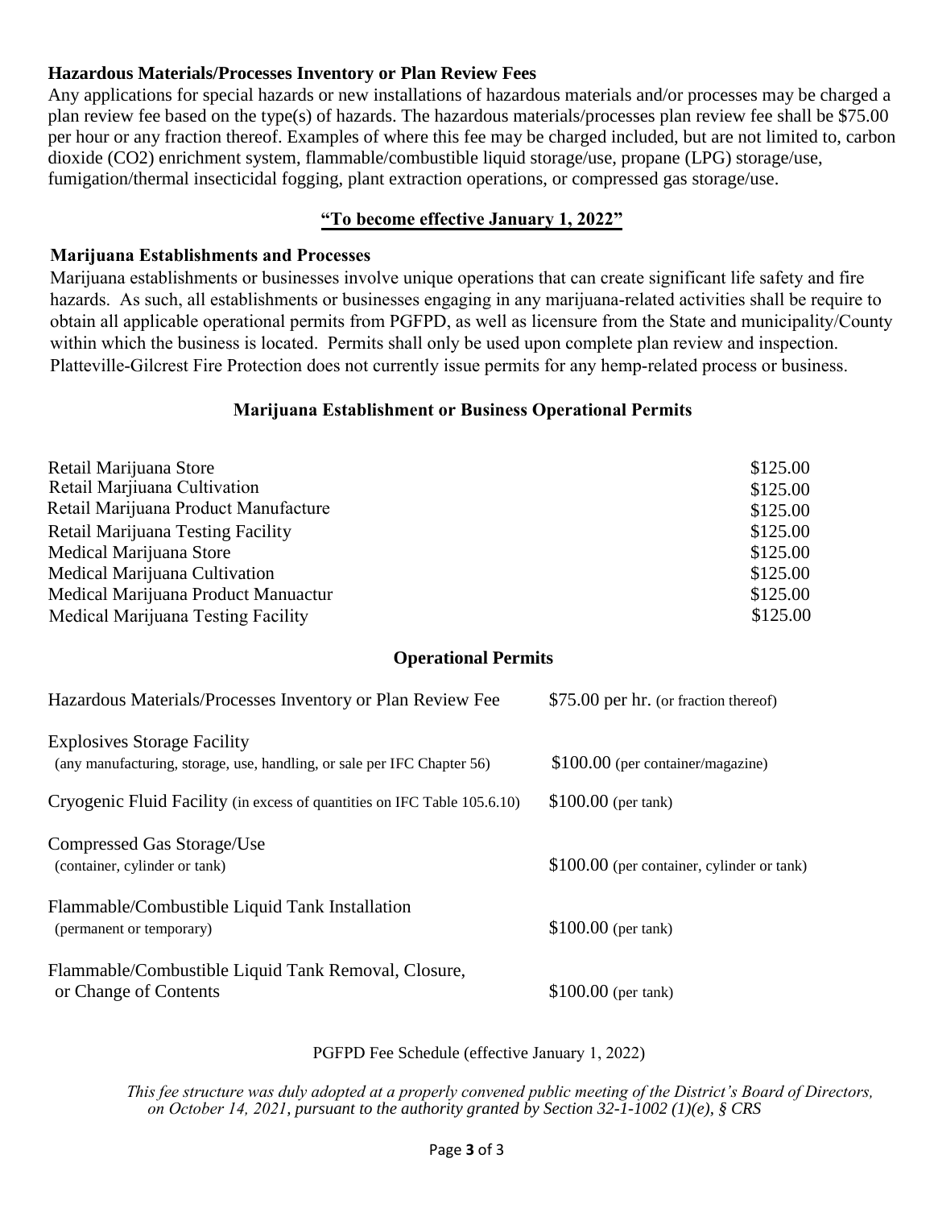### Hazardous Materials/Processes Inventory or Plan Review Fees

Any applications for special hazards or new installations of hazardous materials and/or processes may be charged a plan review fee based on the type(s) of hazards. The hazardous materials/processes plan review fee shall be $75.00 per hour or any fraction thereof. Examples of where this fee may be charged included, but are not limited to, carbon dioxide ($CO_2$) enrichment system, flammable/combustible liquid storage/use, propane (LPG) storage/use, fumigation/thermal insecticidal fogging, plant extraction operations, or compressed gas storage/use.

**"To become effective January 1, 2022"**

### Marijuana Establishments and Processes

Marijuana establishments or businesses involve unique operations that can create significant life safety and fire hazards. As such, all establishments or businesses engaging in any marijuana-related activities shall be require to obtain all applicable operational permits from PGFPD, as well as licensure from the State and municipality/County within which the business is located. Permits shall only be used upon complete plan review and inspection. Platteville-Gilcrest Fire Protection does not currently issue permits for any hemp-related process or business.

### Marijuana Establishment or Business Operational Permits

| | |
|---|---|
| Retail Marijuana Store | $125.00 |
| Retail Marjiuana Cultivation | $125.00 |
| Retail Marijuana Product Manufacture | $125.00 |
| Retail Marijuana Testing Facility | $125.00 |
| Medical Marijuana Store | $125.00 |
| Medical Marijuana Cultivation | $125.00 |
| Medical Marijuana Product Manuactur | $125.00 |
| Medical Marijuana Testing Facility | $125.00 |

### Operational Permits

| | |
|---|---|
| Hazardous Materials/Processes Inventory or Plan Review Fee | $75.00 per hr. (or fraction thereof) |
| Explosives Storage Facility (any manufacturing, storage, use, handling, or sale per IFC Chapter 56) | $100.00 (per container/magazine) |
| Cryogenic Fluid Facility (in excess of quantities on IFC Table 105.6.10) | $100.00 (per tank) |
| Compressed Gas Storage/Use (container, cylinder or tank) | $100.00 (per container, cylinder or tank) |
| Flammable/Combustible Liquid Tank Installation (permanent or temporary) | $100.00 (per tank) |
| Flammable/Combustible Liquid Tank Removal, Closure, or Change of Contents | $100.00 (per tank) |

PGFPD Fee Schedule (effective January 1, 2022)

*This fee structure was duly adopted at a properly convened public meeting of the District's Board of Directors, on October 14, 2021, pursuant to the authority granted by Section 32-1-1002 (1)(e), § CRS*